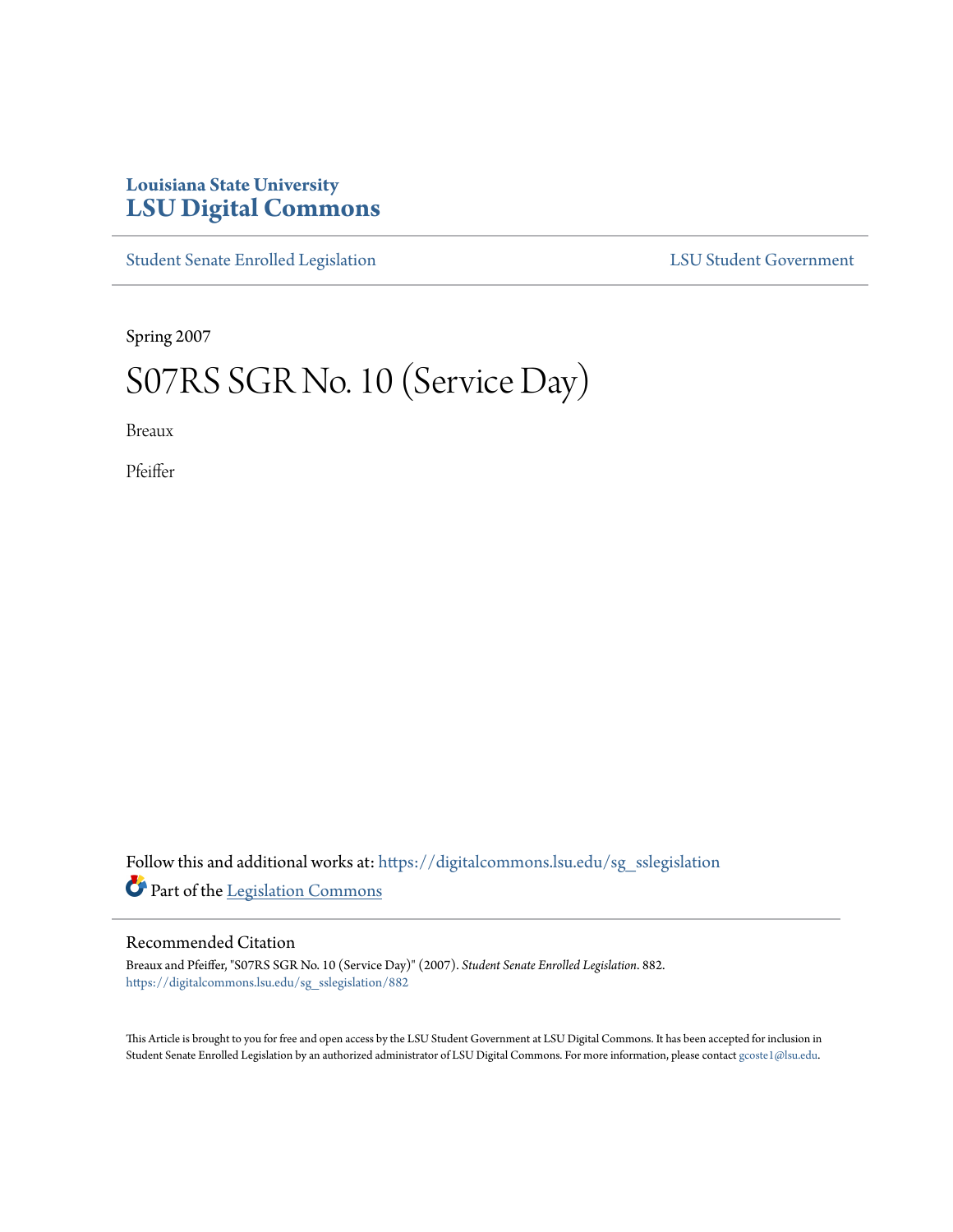Louisiana State University
# LSU Digital Commons

Student Senate Enrolled Legislation | LSU Student Government

Spring 2007

# S07RS SGR No. 10 (Service Day)

Breaux

Pfeiffer

Follow this and additional works at: https://digitalcommons.lsu.edu/sg_sslegislation

Part of the Legislation Commons

## Recommended Citation

Breaux and Pfeiffer, "S07RS SGR No. 10 (Service Day)" (2007). *Student Senate Enrolled Legislation*. 882.
https://digitalcommons.lsu.edu/sg_sslegislation/882

This Article is brought to you for free and open access by the LSU Student Government at LSU Digital Commons. It has been accepted for inclusion in Student Senate Enrolled Legislation by an authorized administrator of LSU Digital Commons. For more information, please contact gcoste1@lsu.edu.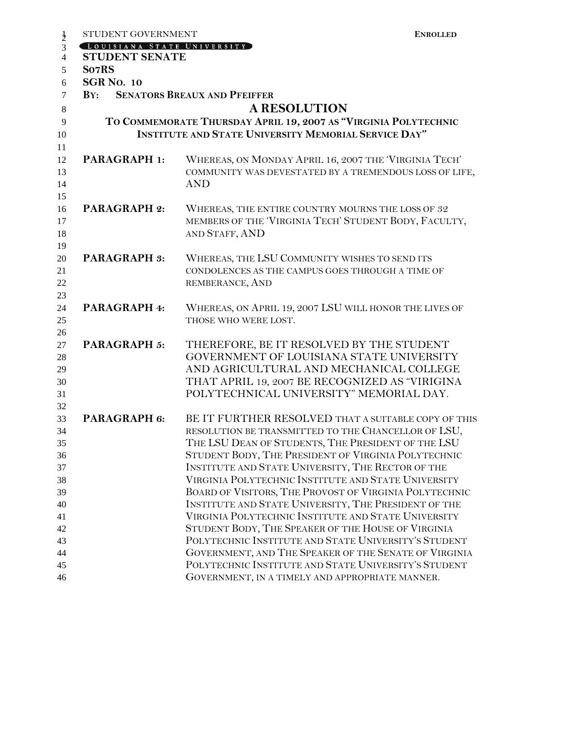STUDENT GOVERNMENT **ENROLLED**

LOUISIANA STATE UNIVERSITY

**STUDENT SENATE**

**S07RS**

**SGR NO. 10**

**BY: SENATORS BREAUX AND PFEIFFER**

# A RESOLUTION

## TO COMMEMORATE THURSDAY APRIL 19, 2007 AS "VIRGINIA POLYTECHNIC INSTITUTE AND STATE UNIVERSITY MEMORIAL SERVICE DAY"

**PARAGRAPH 1:** WHEREAS, ON MONDAY APRIL 16, 2007 THE 'VIRGINIA TECH' COMMUNITY WAS DEVESTATED BY A TREMENDOUS LOSS OF LIFE, AND

**PARAGRAPH 2:** WHEREAS, THE ENTIRE COUNTRY MOURNS THE LOSS OF 32 MEMBERS OF THE 'VIRGINIA TECH' STUDENT BODY, FACULTY, AND STAFF, AND

**PARAGRAPH 3:** WHEREAS, THE LSU COMMUNITY WISHES TO SEND ITS CONDOLENCES AS THE CAMPUS GOES THROUGH A TIME OF REMBERANCE, AND

**PARAGRAPH 4:** WHEREAS, ON APRIL 19, 2007 LSU WILL HONOR THE LIVES OF THOSE WHO WERE LOST.

**PARAGRAPH 5:** THEREFORE, BE IT RESOLVED BY THE STUDENT GOVERNMENT OF LOUISIANA STATE UNIVERSITY AND AGRICULTURAL AND MECHANICAL COLLEGE THAT APRIL 19, 2007 BE RECOGNIZED AS "VIRIGINA POLYTECHNICAL UNIVERSITY" MEMORIAL DAY.

**PARAGRAPH 6:** BE IT FURTHER RESOLVED THAT A SUITABLE COPY OF THIS RESOLUTION BE TRANSMITTED TO THE CHANCELLOR OF LSU, THE LSU DEAN OF STUDENTS, THE PRESIDENT OF THE LSU STUDENT BODY, THE PRESIDENT OF VIRGINIA POLYTECHNIC INSTITUTE AND STATE UNIVERSITY, THE RECTOR OF THE VIRGINIA POLYTECHNIC INSTITUTE AND STATE UNIVERSITY BOARD OF VISITORS, THE PROVOST OF VIRGINIA POLYTECHNIC INSTITUTE AND STATE UNIVERSITY, THE PRESIDENT OF THE VIRGINIA POLYTECHNIC INSTITUTE AND STATE UNIVERSITY STUDENT BODY, THE SPEAKER OF THE HOUSE OF VIRGINIA POLYTECHNIC INSTITUTE AND STATE UNIVERSITY'S STUDENT GOVERNMENT, AND THE SPEAKER OF THE SENATE OF VIRGINIA POLYTECHNIC INSTITUTE AND STATE UNIVERSITY'S STUDENT GOVERNMENT, IN A TIMELY AND APPROPRIATE MANNER.